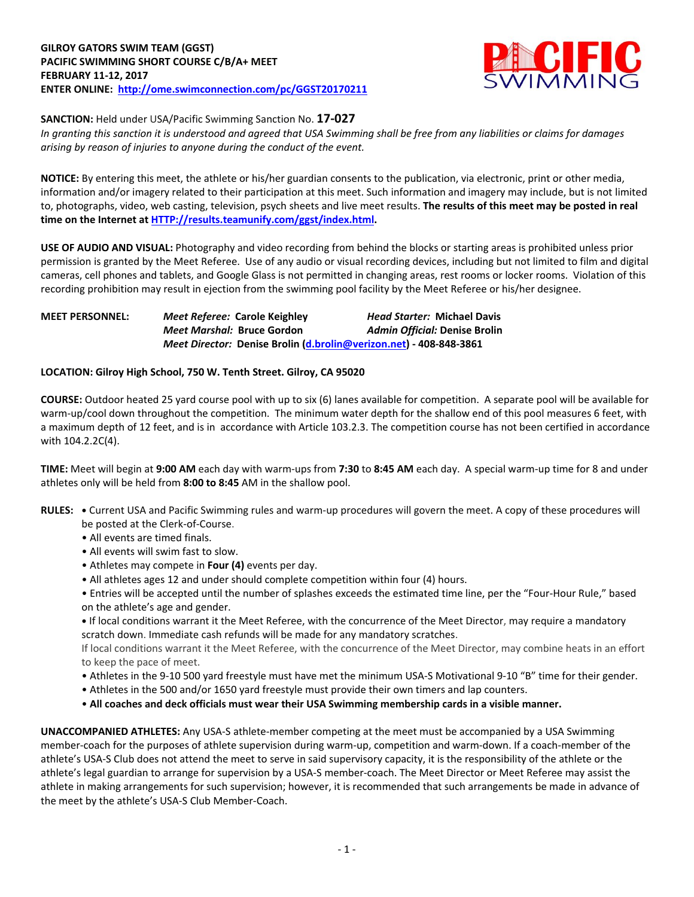**GILROY GATORS SWIM TEAM (GGST)**
**PACIFIC SWIMMING SHORT COURSE C/B/A+ MEET**
**FEBRUARY 11-12, 2017**
**ENTER ONLINE: http://ome.swimconnection.com/pc/GGST20170211**

**SANCTION:** Held under USA/Pacific Swimming Sanction No. **17-027**
*In granting this sanction it is understood and agreed that USA Swimming shall be free from any liabilities or claims for damages arising by reason of injuries to anyone during the conduct of the event.*

**NOTICE:** By entering this meet, the athlete or his/her guardian consents to the publication, via electronic, print or other media, information and/or imagery related to their participation at this meet. Such information and imagery may include, but is not limited to, photographs, video, web casting, television, psych sheets and live meet results. **The results of this meet may be posted in real time on the Internet at HTTP://results.teamunify.com/ggst/index.html.**

**USE OF AUDIO AND VISUAL:** Photography and video recording from behind the blocks or starting areas is prohibited unless prior permission is granted by the Meet Referee. Use of any audio or visual recording devices, including but not limited to film and digital cameras, cell phones and tablets, and Google Glass is not permitted in changing areas, rest rooms or locker rooms. Violation of this recording prohibition may result in ejection from the swimming pool facility by the Meet Referee or his/her designee.

**MEET PERSONNEL:**
*Meet Referee:* **Carole Keighley**
*Head Starter:* **Michael Davis**
*Meet Marshal:* **Bruce Gordon**
*Admin Official:* **Denise Brolin**
*Meet Director:* **Denise Brolin (d.brolin@verizon.net) - 408-848-3861**

**LOCATION: Gilroy High School, 750 W. Tenth Street. Gilroy, CA 95020**

**COURSE:** Outdoor heated 25 yard course pool with up to six (6) lanes available for competition. A separate pool will be available for warm-up/cool down throughout the competition. The minimum water depth for the shallow end of this pool measures 6 feet, with a maximum depth of 12 feet, and is in accordance with Article 103.2.3. The competition course has not been certified in accordance with 104.2.2C(4).

**TIME:** Meet will begin at **9:00 AM** each day with warm-ups from **7:30** to **8:45 AM** each day. A special warm-up time for 8 and under athletes only will be held from **8:00 to 8:45** AM in the shallow pool.

**RULES:**
- Current USA and Pacific Swimming rules and warm-up procedures will govern the meet. A copy of these procedures will be posted at the Clerk-of-Course.
- All events are timed finals.
- All events will swim fast to slow.
- Athletes may compete in **Four (4)** events per day.
- All athletes ages 12 and under should complete competition within four (4) hours.
- Entries will be accepted until the number of splashes exceeds the estimated time line, per the "Four-Hour Rule," based on the athlete's age and gender.
- If local conditions warrant it the Meet Referee, with the concurrence of the Meet Director, may require a mandatory scratch down. Immediate cash refunds will be made for any mandatory scratches.
  If local conditions warrant it the Meet Referee, with the concurrence of the Meet Director, may combine heats in an effort to keep the pace of meet.
- Athletes in the 9-10 500 yard freestyle must have met the minimum USA-S Motivational 9-10 "B" time for their gender.
- Athletes in the 500 and/or 1650 yard freestyle must provide their own timers and lap counters.
- **All coaches and deck officials must wear their USA Swimming membership cards in a visible manner.**

**UNACCOMPANIED ATHLETES:** Any USA-S athlete-member competing at the meet must be accompanied by a USA Swimming member-coach for the purposes of athlete supervision during warm-up, competition and warm-down. If a coach-member of the athlete's USA-S Club does not attend the meet to serve in said supervisory capacity, it is the responsibility of the athlete or the athlete's legal guardian to arrange for supervision by a USA-S member-coach. The Meet Director or Meet Referee may assist the athlete in making arrangements for such supervision; however, it is recommended that such arrangements be made in advance of the meet by the athlete's USA-S Club Member-Coach.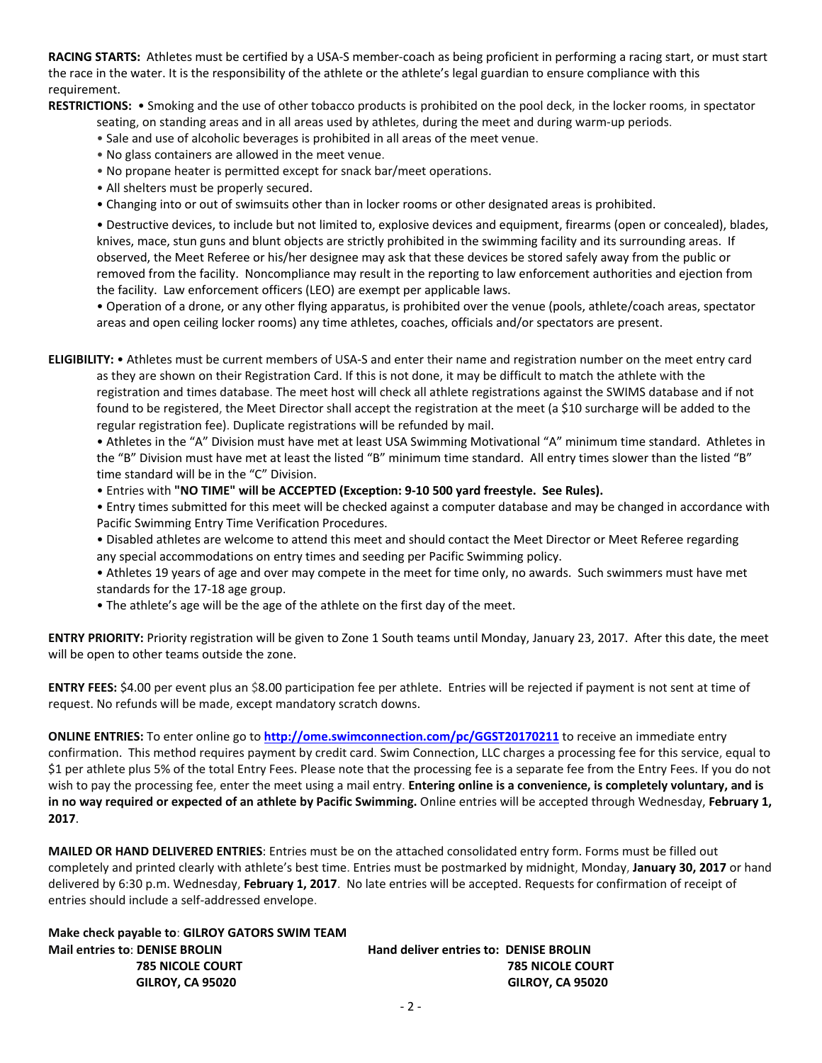**RACING STARTS:** Athletes must be certified by a USA-S member-coach as being proficient in performing a racing start, or must start the race in the water. It is the responsibility of the athlete or the athlete's legal guardian to ensure compliance with this requirement.

**RESTRICTIONS:** • Smoking and the use of other tobacco products is prohibited on the pool deck, in the locker rooms, in spectator seating, on standing areas and in all areas used by athletes, during the meet and during warm-up periods.

• Sale and use of alcoholic beverages is prohibited in all areas of the meet venue.

• No glass containers are allowed in the meet venue.

• No propane heater is permitted except for snack bar/meet operations.

• All shelters must be properly secured.

• Changing into or out of swimsuits other than in locker rooms or other designated areas is prohibited.

• Destructive devices, to include but not limited to, explosive devices and equipment, firearms (open or concealed), blades, knives, mace, stun guns and blunt objects are strictly prohibited in the swimming facility and its surrounding areas. If observed, the Meet Referee or his/her designee may ask that these devices be stored safely away from the public or removed from the facility. Noncompliance may result in the reporting to law enforcement authorities and ejection from the facility. Law enforcement officers (LEO) are exempt per applicable laws.

• Operation of a drone, or any other flying apparatus, is prohibited over the venue (pools, athlete/coach areas, spectator areas and open ceiling locker rooms) any time athletes, coaches, officials and/or spectators are present.

**ELIGIBILITY:** • Athletes must be current members of USA-S and enter their name and registration number on the meet entry card as they are shown on their Registration Card. If this is not done, it may be difficult to match the athlete with the registration and times database. The meet host will check all athlete registrations against the SWIMS database and if not found to be registered, the Meet Director shall accept the registration at the meet (a $10 surcharge will be added to the regular registration fee). Duplicate registrations will be refunded by mail.

• Athletes in the "A" Division must have met at least USA Swimming Motivational "A" minimum time standard. Athletes in the "B" Division must have met at least the listed "B" minimum time standard. All entry times slower than the listed "B" time standard will be in the "C" Division.

• Entries with **"NO TIME" will be ACCEPTED (Exception: 9-10 500 yard freestyle. See Rules).**

• Entry times submitted for this meet will be checked against a computer database and may be changed in accordance with Pacific Swimming Entry Time Verification Procedures.

• Disabled athletes are welcome to attend this meet and should contact the Meet Director or Meet Referee regarding any special accommodations on entry times and seeding per Pacific Swimming policy.

• Athletes 19 years of age and over may compete in the meet for time only, no awards. Such swimmers must have met standards for the 17-18 age group.

• The athlete's age will be the age of the athlete on the first day of the meet.

**ENTRY PRIORITY:** Priority registration will be given to Zone 1 South teams until Monday, January 23, 2017. After this date, the meet will be open to other teams outside the zone.

**ENTRY FEES:** $4.00 per event plus an $8.00 participation fee per athlete. Entries will be rejected if payment is not sent at time of request. No refunds will be made, except mandatory scratch downs.

**ONLINE ENTRIES:** To enter online go to **http://ome.swimconnection.com/pc/GGST20170211** to receive an immediate entry confirmation. This method requires payment by credit card. Swim Connection, LLC charges a processing fee for this service, equal to $1 per athlete plus 5% of the total Entry Fees. Please note that the processing fee is a separate fee from the Entry Fees. If you do not wish to pay the processing fee, enter the meet using a mail entry. **Entering online is a convenience, is completely voluntary, and is in no way required or expected of an athlete by Pacific Swimming.** Online entries will be accepted through Wednesday, **February 1, 2017**.

**MAILED OR HAND DELIVERED ENTRIES**: Entries must be on the attached consolidated entry form. Forms must be filled out completely and printed clearly with athlete's best time. Entries must be postmarked by midnight, Monday, **January 30, 2017** or hand delivered by 6:30 p.m. Wednesday, **February 1, 2017**. No late entries will be accepted. Requests for confirmation of receipt of entries should include a self-addressed envelope.

**Make check payable to**: **GILROY GATORS SWIM TEAM**

**Mail entries to**: **DENISE BROLIN**
**785 NICOLE COURT**
**GILROY, CA 95020**

**Hand deliver entries to: DENISE BROLIN**
**785 NICOLE COURT**
**GILROY, CA 95020**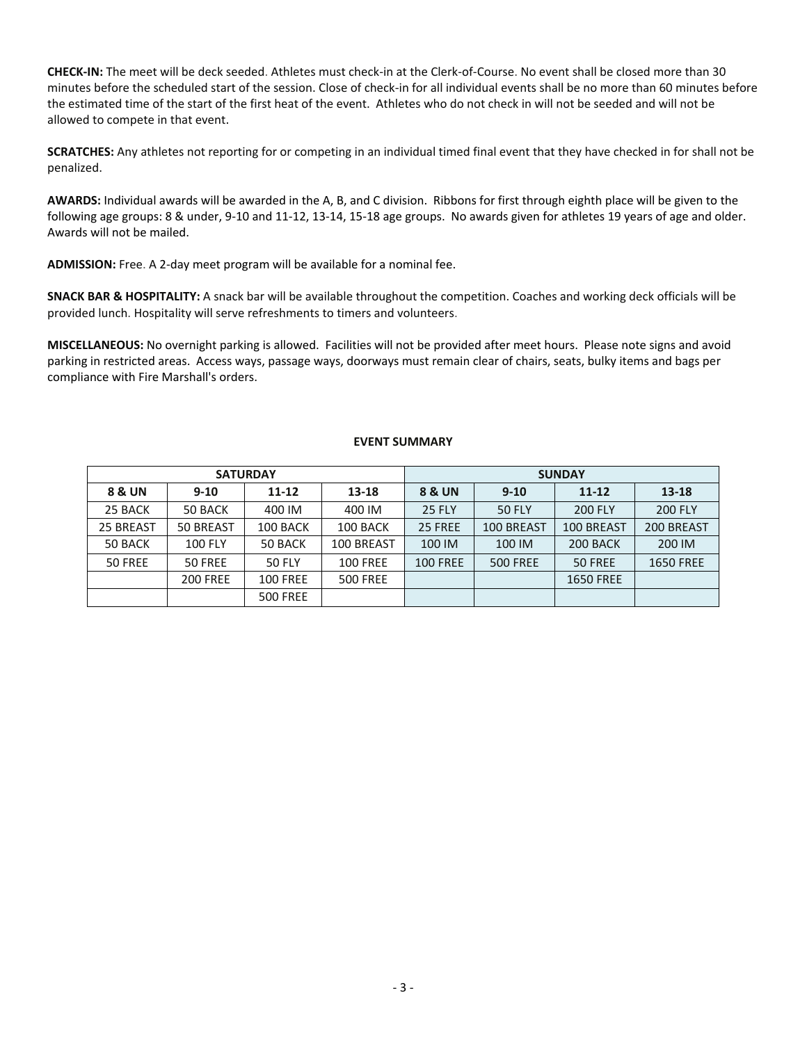**CHECK-IN:** The meet will be deck seeded. Athletes must check-in at the Clerk-of-Course. No event shall be closed more than 30 minutes before the scheduled start of the session. Close of check-in for all individual events shall be no more than 60 minutes before the estimated time of the start of the first heat of the event. Athletes who do not check in will not be seeded and will not be allowed to compete in that event.

**SCRATCHES:** Any athletes not reporting for or competing in an individual timed final event that they have checked in for shall not be penalized.

**AWARDS:** Individual awards will be awarded in the A, B, and C division. Ribbons for first through eighth place will be given to the following age groups: 8 & under, 9-10 and 11-12, 13-14, 15-18 age groups. No awards given for athletes 19 years of age and older. Awards will not be mailed.

**ADMISSION:** Free. A 2-day meet program will be available for a nominal fee.

**SNACK BAR & HOSPITALITY:** A snack bar will be available throughout the competition. Coaches and working deck officials will be provided lunch. Hospitality will serve refreshments to timers and volunteers.

**MISCELLANEOUS:** No overnight parking is allowed. Facilities will not be provided after meet hours. Please note signs and avoid parking in restricted areas. Access ways, passage ways, doorways must remain clear of chairs, seats, bulky items and bags per compliance with Fire Marshall's orders.

**EVENT SUMMARY**

| SATURDAY | | | | SUNDAY | | | |
|---|---|---|---|---|---|---|---|
| **8 & UN** | **9-10** | **11-12** | **13-18** | **8 & UN** | **9-10** | **11-12** | **13-18** |
| 25 BACK | 50 BACK | 400 IM | 400 IM | 25 FLY | 50 FLY | 200 FLY | 200 FLY |
| 25 BREAST | 50 BREAST | 100 BACK | 100 BACK | 25 FREE | 100 BREAST | 100 BREAST | 200 BREAST |
| 50 BACK | 100 FLY | 50 BACK | 100 BREAST | 100 IM | 100 IM | 200 BACK | 200 IM |
| 50 FREE | 50 FREE | 50 FLY | 100 FREE | 100 FREE | 500 FREE | 50 FREE | 1650 FREE |
| | 200 FREE | 100 FREE | 500 FREE | | | 1650 FREE | |
| | | 500 FREE | | | | | |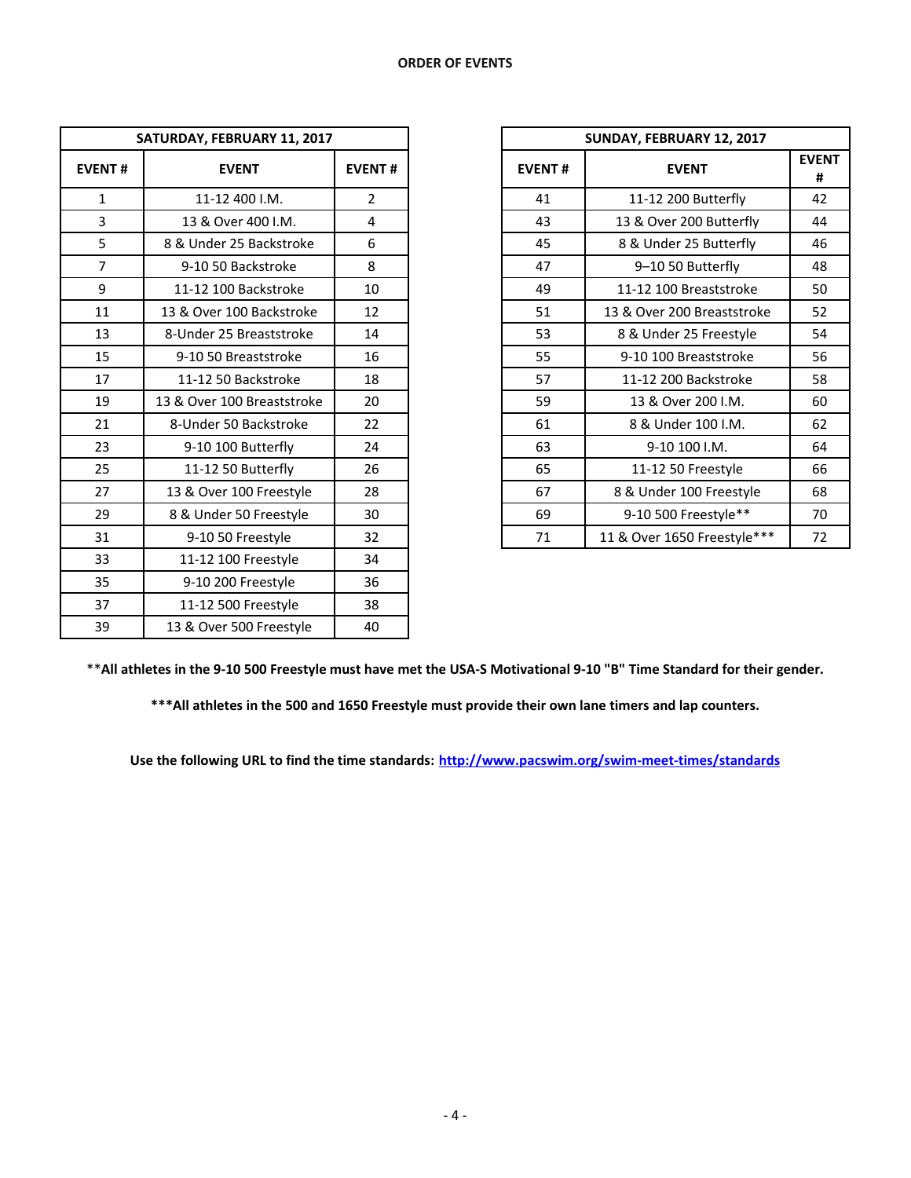## ORDER OF EVENTS

| SATURDAY, FEBRUARY 11, 2017 | | |
|---|---|---|
| EVENT # | EVENT | EVENT # |
| 1 | 11-12 400 I.M. | 2 |
| 3 | 13 & Over 400 I.M. | 4 |
| 5 | 8 & Under 25 Backstroke | 6 |
| 7 | 9-10 50 Backstroke | 8 |
| 9 | 11-12 100 Backstroke | 10 |
| 11 | 13 & Over 100 Backstroke | 12 |
| 13 | 8-Under 25 Breaststroke | 14 |
| 15 | 9-10 50 Breaststroke | 16 |
| 17 | 11-12 50 Backstroke | 18 |
| 19 | 13 & Over 100 Breaststroke | 20 |
| 21 | 8-Under 50 Backstroke | 22 |
| 23 | 9-10 100 Butterfly | 24 |
| 25 | 11-12 50 Butterfly | 26 |
| 27 | 13 & Over 100 Freestyle | 28 |
| 29 | 8 & Under 50 Freestyle | 30 |
| 31 | 9-10 50 Freestyle | 32 |
| 33 | 11-12 100 Freestyle | 34 |
| 35 | 9-10 200 Freestyle | 36 |
| 37 | 11-12 500 Freestyle | 38 |
| 39 | 13 & Over 500 Freestyle | 40 |

| SUNDAY, FEBRUARY 12, 2017 | | |
|---|---|---|
| EVENT # | EVENT | EVENT # |
| 41 | 11-12 200 Butterfly | 42 |
| 43 | 13 & Over 200 Butterfly | 44 |
| 45 | 8 & Under 25 Butterfly | 46 |
| 47 | 9–10 50 Butterfly | 48 |
| 49 | 11-12 100 Breaststroke | 50 |
| 51 | 13 & Over 200 Breaststroke | 52 |
| 53 | 8 & Under 25 Freestyle | 54 |
| 55 | 9-10 100 Breaststroke | 56 |
| 57 | 11-12 200 Backstroke | 58 |
| 59 | 13 & Over 200 I.M. | 60 |
| 61 | 8 & Under 100 I.M. | 62 |
| 63 | 9-10 100 I.M. | 64 |
| 65 | 11-12 50 Freestyle | 66 |
| 67 | 8 & Under 100 Freestyle | 68 |
| 69 | 9-10 500 Freestyle** | 70 |
| 71 | 11 & Over 1650 Freestyle*** | 72 |

**All athletes in the 9-10 500 Freestyle must have met the USA-S Motivational 9-10 "B" Time Standard for their gender.**

*****All athletes in the 500 and 1650 Freestyle must provide their own lane timers and lap counters.**

**Use the following URL to find the time standards: [http://www.pacswim.org/swim-meet-times/standards](http://www.pacswim.org/swim-meet-times/standards)**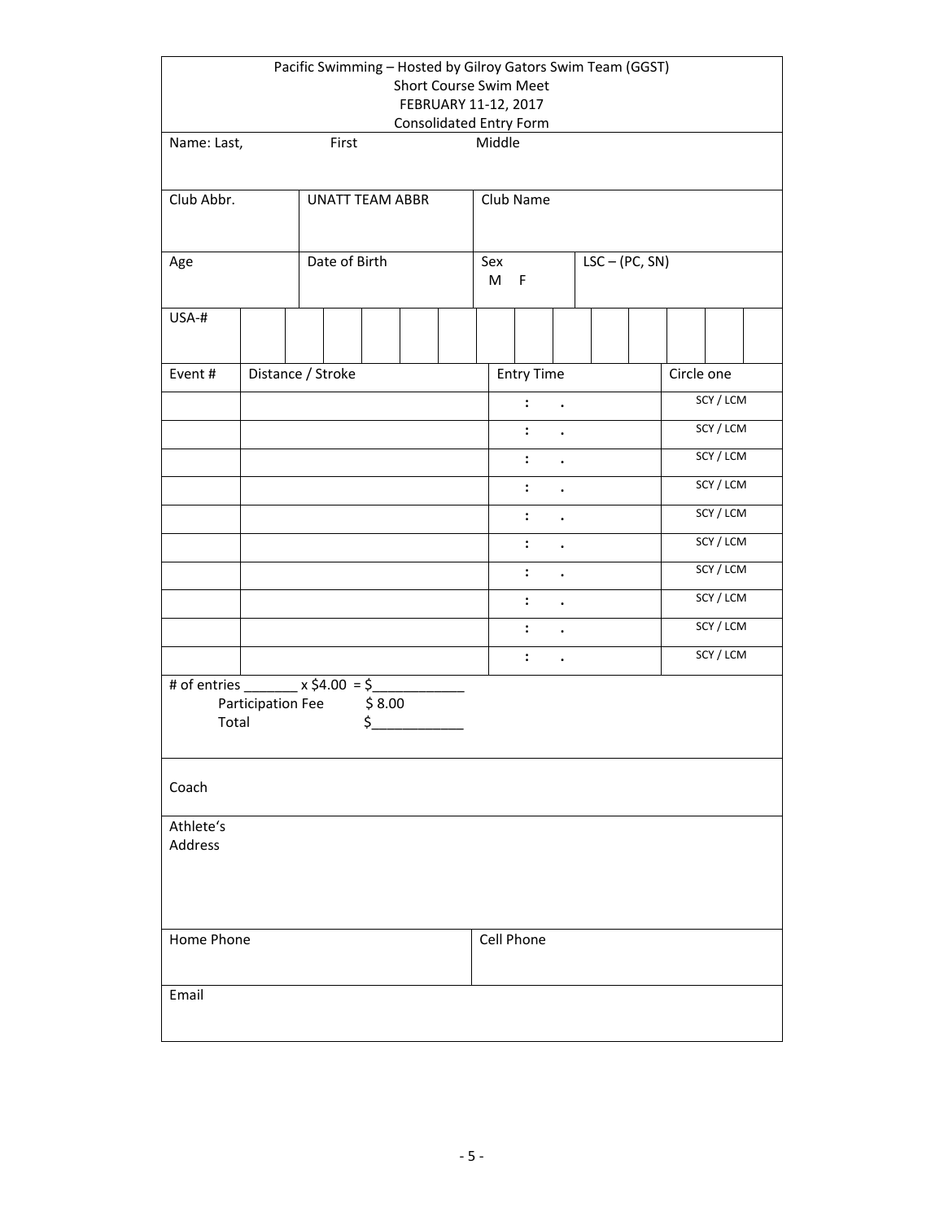Pacific Swimming – Hosted by Gilroy Gators Swim Team (GGST)
Short Course Swim Meet
FEBRUARY 11-12, 2017
Consolidated Entry Form

| Name: Last, | First | Middle |
|---|---|---|
| | | |

| Club Abbr. | UNATT TEAM ABBR | Club Name |
|---|---|---|
| | | |

| Age | Date of Birth | Sex M F | LSC – (PC, SN) |
|---|---|---|---|
| | | | |

| USA-# | | | | | | | | | | | | | | |
|---|---|---|---|---|---|---|---|---|---|---|---|---|---|---|
| | | | | | | | | | | | | | | |

| Event # | Distance / Stroke | Entry Time | Circle one |
|---|---|---|---|
| | | : . | SCY / LCM |
| | | : . | SCY / LCM |
| | | : . | SCY / LCM |
| | | : . | SCY / LCM |
| | | : . | SCY / LCM |
| | | : . | SCY / LCM |
| | | : . | SCY / LCM |
| | | : . | SCY / LCM |
| | | : . | SCY / LCM |
| | | : . | SCY / LCM |

# of entries _______ x $4.00 = $____________
Participation Fee $ 8.00
Total $____________

Coach

Athlete's Address

| Home Phone | Cell Phone |
|---|---|
| | |

Email